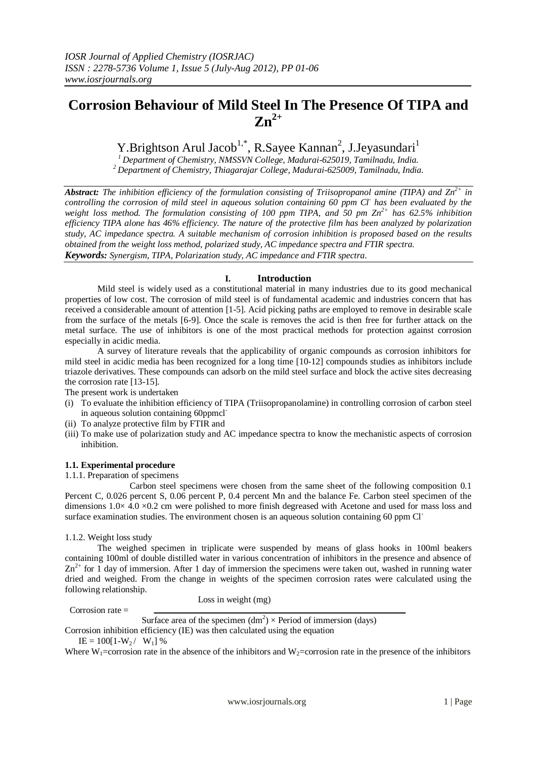# Corrosion Behaviour of Mild Steel In The Presence Of TIPA and $Zn^{2+}$

Y.Brightson Arul Jacob[1,*], R.Sayee Kannan[2], J.Jeyasundari[1]

[1] *Department of Chemistry, NMSSVN College, Madurai-625019, Tamilnadu, India.*
[2] *Department of Chemistry, Thiagarajar College, Madurai-625009, Tamilnadu, India.*

***Abstract:*** *The inhibition efficiency of the formulation consisting of Triisopropanol amine (TIPA) and $Zn^{2+}$ in controlling the corrosion of mild steel in aqueous solution containing 60 ppm $Cl^-$ has been evaluated by the weight loss method. The formulation consisting of 100 ppm TIPA, and 50 pm $Zn^{2+}$ has 62.5% inhibition efficiency TIPA alone has 46% efficiency. The nature of the protective film has been analyzed by polarization study, AC impedance spectra. A suitable mechanism of corrosion inhibition is proposed based on the results obtained from the weight loss method, polarized study, AC impedance spectra and FTIR spectra.*

***Keywords:*** *Synergism, TIPA, Polarization study, AC impedance and FTIR spectra.*

## I. Introduction

Mild steel is widely used as a constitutional material in many industries due to its good mechanical properties of low cost. The corrosion of mild steel is of fundamental academic and industries concern that has received a considerable amount of attention [1-5]. Acid picking paths are employed to remove in desirable scale from the surface of the metals [6-9]. Once the scale is removes the acid is then free for further attack on the metal surface. The use of inhibitors is one of the most practical methods for protection against corrosion especially in acidic media.

A survey of literature reveals that the applicability of organic compounds as corrosion inhibitors for mild steel in acidic media has been recognized for a long time [10-12] compounds studies as inhibitors include triazole derivatives. These compounds can adsorb on the mild steel surface and block the active sites decreasing the corrosion rate [13-15].

The present work is undertaken

(i) To evaluate the inhibition efficiency of TIPA (Triisopropanolamine) in controlling corrosion of carbon steel in aqueous solution containing 60ppmcl$^-$
(ii) To analyze protective film by FTIR and
(iii) To make use of polarization study and AC impedance spectra to know the mechanistic aspects of corrosion inhibition.

### 1.1. Experimental procedure

1.1.1. Preparation of specimens

Carbon steel specimens were chosen from the same sheet of the following composition 0.1 Percent C, 0.026 percent S, 0.06 percent P, 0.4 percent Mn and the balance Fe. Carbon steel specimen of the dimensions 1.0× 4.0 ×0.2 cm were polished to more finish degreased with Acetone and used for mass loss and surface examination studies. The environment chosen is an aqueous solution containing 60 ppm $Cl^-$

1.1.2. Weight loss study

The weighed specimen in triplicate were suspended by means of glass hooks in 100ml beakers containing 100ml of double distilled water in various concentration of inhibitors in the presence and absence of $Zn^{2+}$ for 1 day of immersion. After 1 day of immersion the specimens were taken out, washed in running water dried and weighed. From the change in weights of the specimen corrosion rates were calculated using the following relationship.

$$\text{Corrosion rate} = \frac{\text{Loss in weight (mg)}}{\text{Surface area of the specimen (dm}^2\text{)} \times \text{Period of immersion (days)}}$$

Corrosion inhibition efficiency (IE) was then calculated using the equation

$$IE = 100[1-W_2 / \ W_1] \ \%$$

Where $W_1$=corrosion rate in the absence of the inhibitors and $W_2$=corrosion rate in the presence of the inhibitors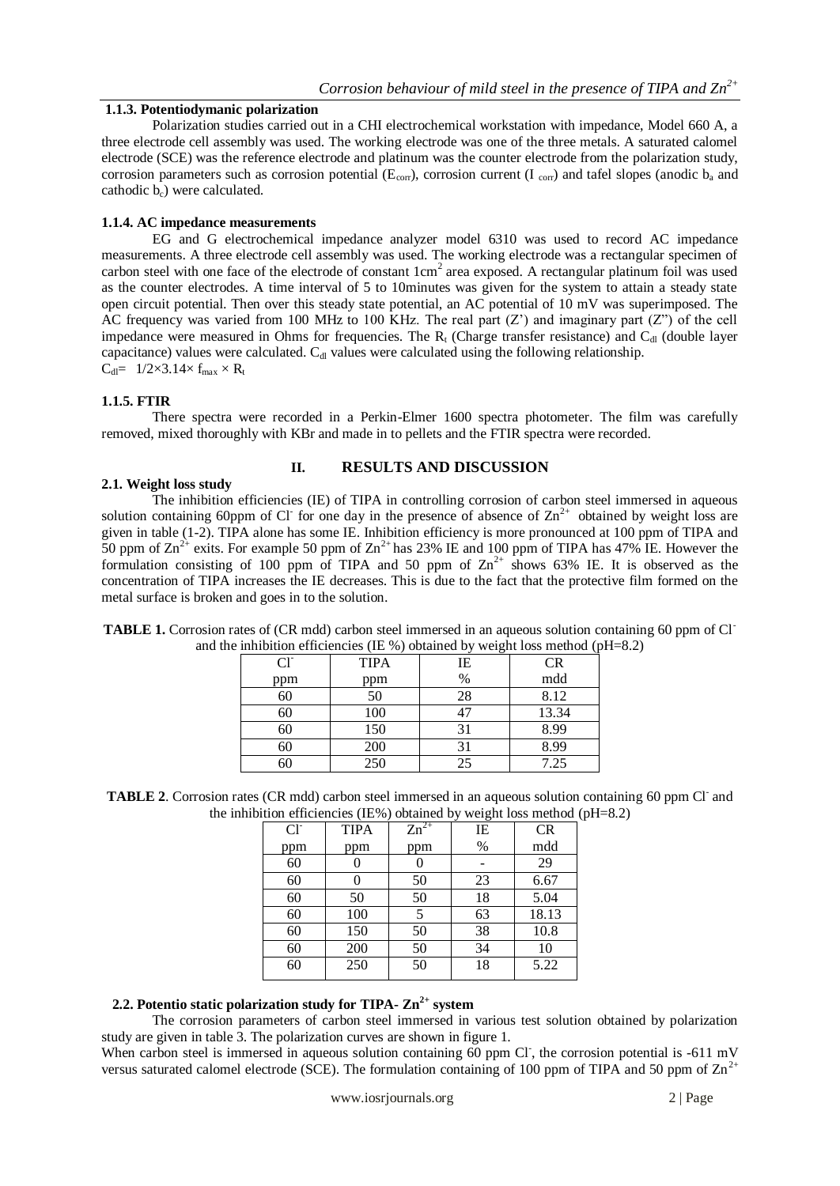### 1.1.3. Potentiodymanic polarization

Polarization studies carried out in a CHI electrochemical workstation with impedance, Model 660 A, a three electrode cell assembly was used. The working electrode was one of the three metals. A saturated calomel electrode (SCE) was the reference electrode and platinum was the counter electrode from the polarization study, corrosion parameters such as corrosion potential ($E_{corr}$), corrosion current ($I_{corr}$) and tafel slopes (anodic $b_a$ and cathodic $b_c$) were calculated.

### 1.1.4. AC impedance measurements

EG and G electrochemical impedance analyzer model 6310 was used to record AC impedance measurements. A three electrode cell assembly was used. The working electrode was a rectangular specimen of carbon steel with one face of the electrode of constant $1cm^2$ area exposed. A rectangular platinum foil was used as the counter electrodes. A time interval of 5 to 10minutes was given for the system to attain a steady state open circuit potential. Then over this steady state potential, an AC potential of 10 mV was superimposed. The AC frequency was varied from 100 MHz to 100 KHz. The real part (Z') and imaginary part (Z") of the cell impedance were measured in Ohms for frequencies. The $R_t$ (Charge transfer resistance) and $C_{dl}$ (double layer capacitance) values were calculated. $C_{dl}$ values were calculated using the following relationship.

$C_{dl}= 1/2\times3.14\times f_{max} \times R_t$

### 1.1.5. FTIR

There spectra were recorded in a Perkin-Elmer 1600 spectra photometer. The film was carefully removed, mixed thoroughly with KBr and made in to pellets and the FTIR spectra were recorded.

## II. RESULTS AND DISCUSSION

### 2.1. Weight loss study

The inhibition efficiencies (IE) of TIPA in controlling corrosion of carbon steel immersed in aqueous solution containing 60ppm of $Cl^-$ for one day in the presence of absence of $Zn^{2+}$ obtained by weight loss are given in table (1-2). TIPA alone has some IE. Inhibition efficiency is more pronounced at 100 ppm of TIPA and 50 ppm of $Zn^{2+}$ exits. For example 50 ppm of $Zn^{2+}$ has 23% IE and 100 ppm of TIPA has 47% IE. However the formulation consisting of 100 ppm of TIPA and 50 ppm of $Zn^{2+}$ shows 63% IE. It is observed as the concentration of TIPA increases the IE decreases. This is due to the fact that the protective film formed on the metal surface is broken and goes in to the solution.

**TABLE 1.** Corrosion rates of (CR mdd) carbon steel immersed in an aqueous solution containing 60 ppm of $Cl^-$ and the inhibition efficiencies (IE %) obtained by weight loss method (pH=8.2)

| $Cl^-$ ppm | TIPA ppm | IE % | CR mdd |
|---|---|---|---|
| 60 | 50 | 28 | 8.12 |
| 60 | 100 | 47 | 13.34 |
| 60 | 150 | 31 | 8.99 |
| 60 | 200 | 31 | 8.99 |
| 60 | 250 | 25 | 7.25 |

**TABLE 2**. Corrosion rates (CR mdd) carbon steel immersed in an aqueous solution containing 60 ppm $Cl^-$ and the inhibition efficiencies (IE%) obtained by weight loss method (pH=8.2)

| $Cl^-$ ppm | TIPA ppm | $Zn^{2+}$ ppm | IE % | CR mdd |
|---|---|---|---|---|
| 60 | 0 | 0 | - | 29 |
| 60 | 0 | 50 | 23 | 6.67 |
| 60 | 50 | 50 | 18 | 5.04 |
| 60 | 100 | 5 | 63 | 18.13 |
| 60 | 150 | 50 | 38 | 10.8 |
| 60 | 200 | 50 | 34 | 10 |
| 60 | 250 | 50 | 18 | 5.22 |

### 2.2. Potentio static polarization study for TIPA- $Zn^{2+}$ system

The corrosion parameters of carbon steel immersed in various test solution obtained by polarization study are given in table 3. The polarization curves are shown in figure 1.

When carbon steel is immersed in aqueous solution containing 60 ppm $Cl^-$, the corrosion potential is -611 mV versus saturated calomel electrode (SCE). The formulation containing of 100 ppm of TIPA and 50 ppm of $Zn^{2+}$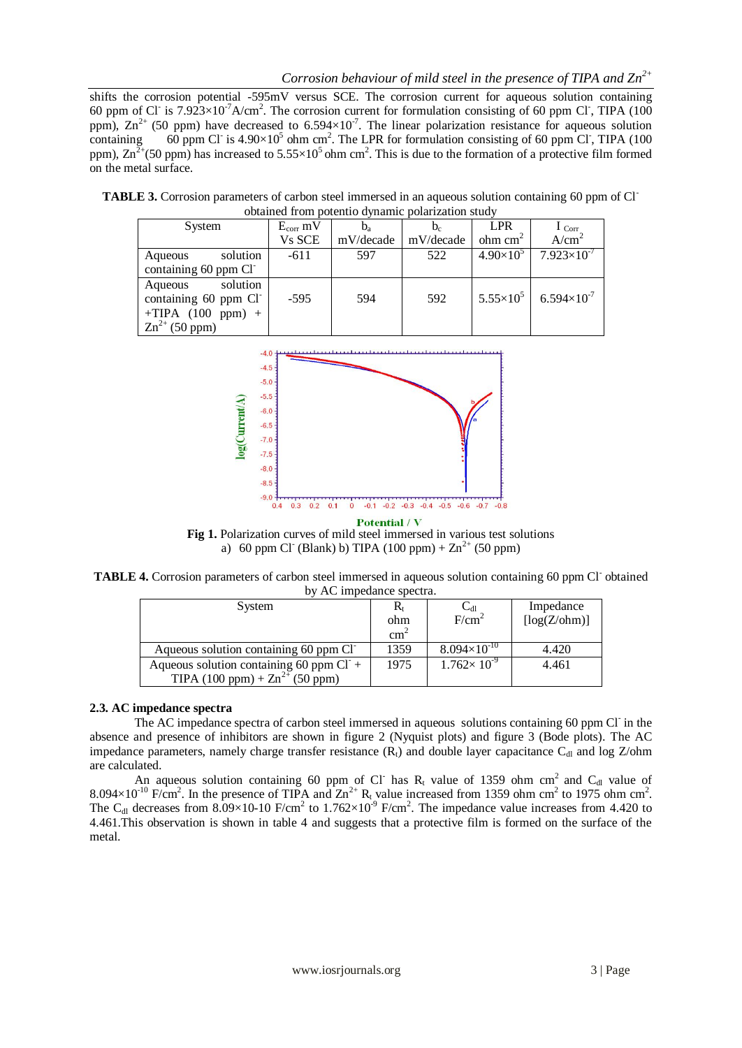shifts the corrosion potential -595mV versus SCE. The corrosion current for aqueous solution containing 60 ppm of $Cl^-$ is $7.923\times10^{-7}$A/cm$^2$. The corrosion current for formulation consisting of 60 ppm $Cl^-$, TIPA (100 ppm), $Zn^{2+}$ (50 ppm) have decreased to $6.594\times10^{-7}$. The linear polarization resistance for aqueous solution containing 60 ppm $Cl^-$ is $4.90\times10^5$ ohm cm$^2$. The LPR for formulation consisting of 60 ppm $Cl^-$, TIPA (100 ppm), $Zn^{2+}$(50 ppm) has increased to $5.55\times10^5$ ohm cm$^2$. This is due to the formation of a protective film formed on the metal surface.

**TABLE 3.** Corrosion parameters of carbon steel immersed in an aqueous solution containing 60 ppm of $Cl^-$ obtained from potentio dynamic polarization study

| System | $E_{corr}$ mV Vs SCE | $b_a$ mV/decade | $b_c$ mV/decade | LPR ohm cm$^2$ | $I_{Corr}$ A/cm$^2$ |
|---|---|---|---|---|---|
| Aqueous solution containing 60 ppm $Cl^-$ | -611 | 597 | 522 | $4.90\times10^5$ | $7.923\times10^{-7}$ |
| Aqueous solution containing 60 ppm $Cl^-$ +TIPA (100 ppm) + $Zn^{2+}$ (50 ppm) | -595 | 594 | 592 | $5.55\times10^5$ | $6.594\times10^{-7}$ |

**Fig 1.** Polarization curves of mild steel immersed in various test solutions
a) 60 ppm $Cl^-$ (Blank) b) TIPA (100 ppm) + $Zn^{2+}$ (50 ppm)

**TABLE 4.** Corrosion parameters of carbon steel immersed in aqueous solution containing 60 ppm $Cl^-$ obtained by AC impedance spectra.

| System | $R_t$ ohm cm$^2$ | $C_{dl}$ F/cm$^2$ | Impedance [log(Z/ohm)] |
|---|---|---|---|
| Aqueous solution containing 60 ppm $Cl^-$ | 1359 | $8.094\times10^{-10}$ | 4.420 |
| Aqueous solution containing 60 ppm $Cl^-$ + TIPA (100 ppm) + $Zn^{2+}$ (50 ppm) | 1975 | $1.762\times 10^{-9}$ | 4.461 |

### 2.3. AC impedance spectra

The AC impedance spectra of carbon steel immersed in aqueous solutions containing 60 ppm $Cl^-$ in the absence and presence of inhibitors are shown in figure 2 (Nyquist plots) and figure 3 (Bode plots). The AC impedance parameters, namely charge transfer resistance ($R_t$) and double layer capacitance $C_{dl}$ and log Z/ohm are calculated.

An aqueous solution containing 60 ppm of $Cl^-$ has $R_t$ value of 1359 ohm cm$^2$ and $C_{dl}$ value of $8.094\times10^{-10}$ F/cm$^2$. In the presence of TIPA and $Zn^{2+}$ $R_t$ value increased from 1359 ohm cm$^2$ to 1975 ohm cm$^2$. The $C_{dl}$ decreases from 8.09×10-10 F/cm$^2$ to $1.762\times10^{-9}$ F/cm$^2$. The impedance value increases from 4.420 to 4.461.This observation is shown in table 4 and suggests that a protective film is formed on the surface of the metal.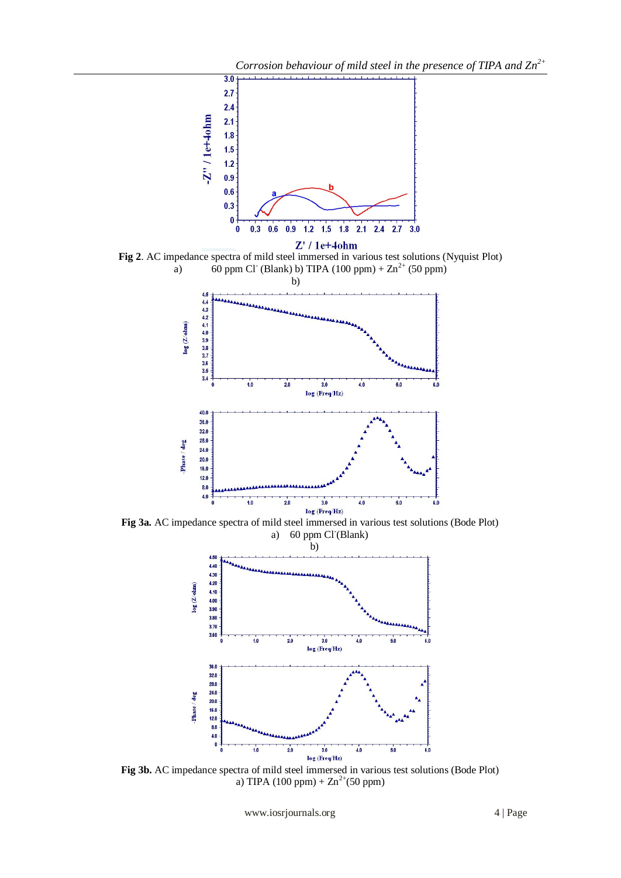**Fig 2**. AC impedance spectra of mild steel immersed in various test solutions (Nyquist Plot)
a) 60 ppm $Cl^-$ (Blank) b) TIPA (100 ppm) + $Zn^{2+}$ (50 ppm)
b)

**Fig 3a.** AC impedance spectra of mild steel immersed in various test solutions (Bode Plot)
a) 60 ppm $Cl^-$(Blank)
b)

**Fig 3b.** AC impedance spectra of mild steel immersed in various test solutions (Bode Plot)
a) TIPA (100 ppm) + $Zn^{2+}$(50 ppm)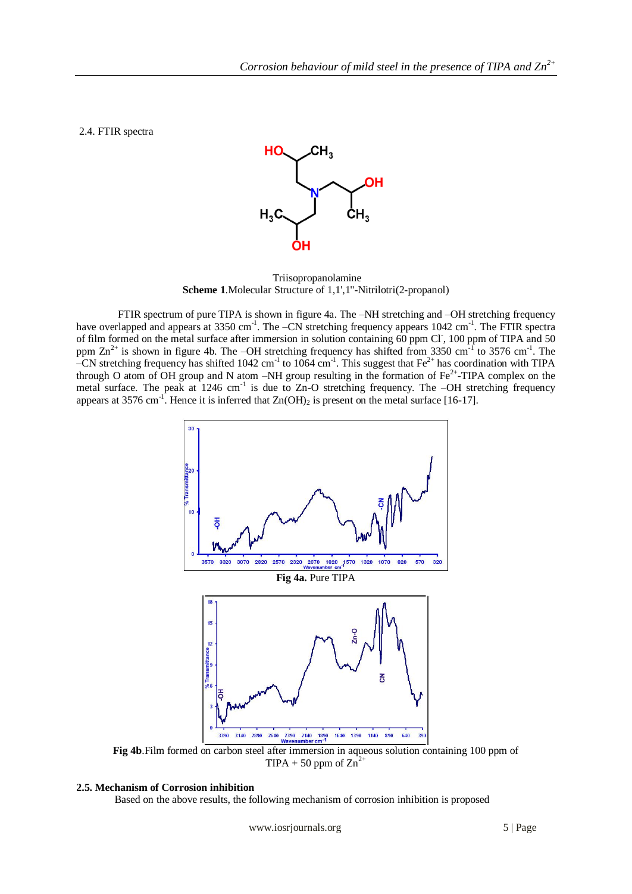2.4. FTIR spectra

Triisopropanolamine

**Scheme 1**.Molecular Structure of 1,1',1''-Nitrilotri(2-propanol)

FTIR spectrum of pure TIPA is shown in figure 4a. The –NH stretching and –OH stretching frequency have overlapped and appears at 3350 $cm^{-1}$. The –CN stretching frequency appears 1042 $cm^{-1}$. The FTIR spectra of film formed on the metal surface after immersion in solution containing 60 ppm $Cl^-$, 100 ppm of TIPA and 50 ppm $Zn^{2+}$ is shown in figure 4b. The –OH stretching frequency has shifted from 3350 $cm^{-1}$ to 3576 $cm^{-1}$. The –CN stretching frequency has shifted 1042 $cm^{-1}$ to 1064 $cm^{-1}$. This suggest that $Fe^{2+}$ has coordination with TIPA through O atom of OH group and N atom –NH group resulting in the formation of $Fe^{2+}$-TIPA complex on the metal surface. The peak at 1246 $cm^{-1}$ is due to Zn-O stretching frequency. The –OH stretching frequency appears at 3576 $cm^{-1}$. Hence it is inferred that $Zn(OH)_2$ is present on the metal surface [16-17].

**Fig 4a.** Pure TIPA

**Fig 4b**.Film formed on carbon steel after immersion in aqueous solution containing 100 ppm of TIPA + 50 ppm of $Zn^{2+}$

**2.5. Mechanism of Corrosion inhibition**

Based on the above results, the following mechanism of corrosion inhibition is proposed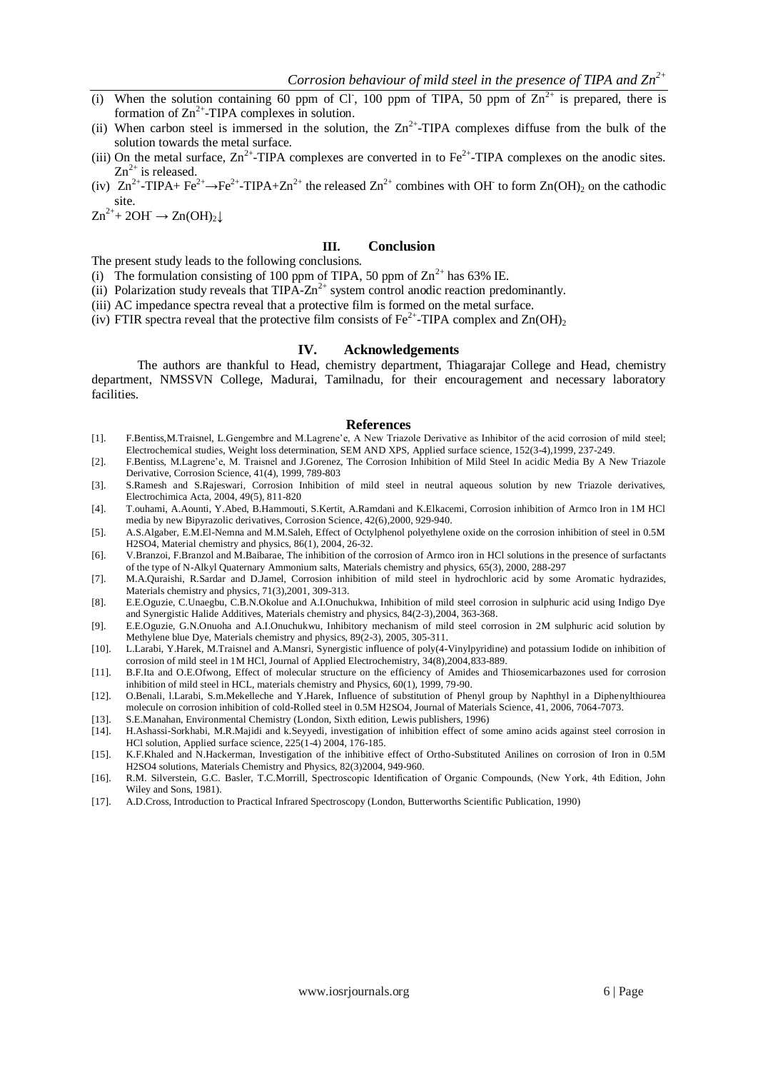(i) When the solution containing 60 ppm of $Cl^-$, 100 ppm of TIPA, 50 ppm of $Zn^{2+}$ is prepared, there is formation of $Zn^{2+}$-TIPA complexes in solution.

(ii) When carbon steel is immersed in the solution, the $Zn^{2+}$-TIPA complexes diffuse from the bulk of the solution towards the metal surface.

(iii) On the metal surface, $Zn^{2+}$-TIPA complexes are converted in to $Fe^{2+}$-TIPA complexes on the anodic sites. $Zn^{2+}$ is released.

(iv) $Zn^{2+}$-TIPA+ $Fe^{2+} \rightarrow Fe^{2+}$-TIPA+$Zn^{2+}$ the released $Zn^{2+}$ combines with $OH^-$ to form $Zn(OH)_2$ on the cathodic site.

$Zn^{2+} + 2OH^- \rightarrow Zn(OH)_2\downarrow$

## III. Conclusion

The present study leads to the following conclusions.

(i) The formulation consisting of 100 ppm of TIPA, 50 ppm of $Zn^{2+}$ has 63% IE.

(ii) Polarization study reveals that TIPA-$Zn^{2+}$ system control anodic reaction predominantly.

(iii) AC impedance spectra reveal that a protective film is formed on the metal surface.

(iv) FTIR spectra reveal that the protective film consists of $Fe^{2+}$-TIPA complex and $Zn(OH)_2$

## IV. Acknowledgements

The authors are thankful to Head, chemistry department, Thiagarajar College and Head, chemistry department, NMSSVN College, Madurai, Tamilnadu, for their encouragement and necessary laboratory facilities.

## References

[1]. F.Bentiss,M.Traisnel, L.Gengembre and M.Lagrene'e, A New Triazole Derivative as Inhibitor of the acid corrosion of mild steel; Electrochemical studies, Weight loss determination, SEM AND XPS, Applied surface science, 152(3-4),1999, 237-249.

[2]. F.Bentiss, M.Lagrene'e, M. Traisnel and J.Gorenez, The Corrosion Inhibition of Mild Steel In acidic Media By A New Triazole Derivative, Corrosion Science, 41(4), 1999, 789-803

[3]. S.Ramesh and S.Rajeswari, Corrosion Inhibition of mild steel in neutral aqueous solution by new Triazole derivatives, Electrochimica Acta, 2004, 49(5), 811-820

[4]. T.ouhami, A.Aounti, Y.Abed, B.Hammouti, S.Kertit, A.Ramdani and K.Elkacemi, Corrosion inhibition of Armco Iron in 1M HCl media by new Bipyrazolic derivatives, Corrosion Science, 42(6),2000, 929-940.

[5]. A.S.Algaber, E.M.El-Nemna and M.M.Saleh, Effect of Octylphenol polyethylene oxide on the corrosion inhibition of steel in 0.5M H2SO4, Material chemistry and physics, 86(1), 2004, 26-32.

[6]. V.Branzoi, F.Branzol and M.Baibarae, The inhibition of the corrosion of Armco iron in HCl solutions in the presence of surfactants of the type of N-Alkyl Quaternary Ammonium salts, Materials chemistry and physics, 65(3), 2000, 288-297

[7]. M.A.Quraishi, R.Sardar and D.Jamel, Corrosion inhibition of mild steel in hydrochloric acid by some Aromatic hydrazides, Materials chemistry and physics, 71(3),2001, 309-313.

[8]. E.E.Oguzie, C.Unaegbu, C.B.N.Okolue and A.I.Onuchukwa, Inhibition of mild steel corrosion in sulphuric acid using Indigo Dye and Synergistic Halide Additives, Materials chemistry and physics, 84(2-3),2004, 363-368.

[9]. E.E.Oguzie, G.N.Onuoha and A.I.Onuchukwu, Inhibitory mechanism of mild steel corrosion in 2M sulphuric acid solution by Methylene blue Dye, Materials chemistry and physics, 89(2-3), 2005, 305-311.

[10]. L.Larabi, Y.Harek, M.Traisnel and A.Mansri, Synergistic influence of poly(4-Vinylpyridine) and potassium Iodide on inhibition of corrosion of mild steel in 1M HCl, Journal of Applied Electrochemistry, 34(8),2004,833-889.

[11]. B.F.Ita and O.E.Ofwong, Effect of molecular structure on the efficiency of Amides and Thiosemicarbazones used for corrosion inhibition of mild steel in HCL, materials chemistry and Physics, 60(1), 1999, 79-90.

[12]. O.Benali, l.Larabi, S.m.Mekelleche and Y.Harek, Influence of substitution of Phenyl group by Naphthyl in a Diphenylthiourea molecule on corrosion inhibition of cold-Rolled steel in 0.5M H2SO4, Journal of Materials Science, 41, 2006, 7064-7073.

[13]. S.E.Manahan, Environmental Chemistry (London, Sixth edition, Lewis publishers, 1996)

[14]. H.Ashassi-Sorkhabi, M.R.Majidi and k.Seyyedi, investigation of inhibition effect of some amino acids against steel corrosion in HCl solution, Applied surface science, 225(1-4) 2004, 176-185.

[15]. K.F.Khaled and N.Hackerman, Investigation of the inhibitive effect of Ortho-Substituted Anilines on corrosion of Iron in 0.5M H2SO4 solutions, Materials Chemistry and Physics, 82(3)2004, 949-960.

[16]. R.M. Silverstein, G.C. Basler, T.C.Morrill, Spectroscopic Identification of Organic Compounds, (New York, 4th Edition, John Wiley and Sons, 1981).

[17]. A.D.Cross, Introduction to Practical Infrared Spectroscopy (London, Butterworths Scientific Publication, 1990)